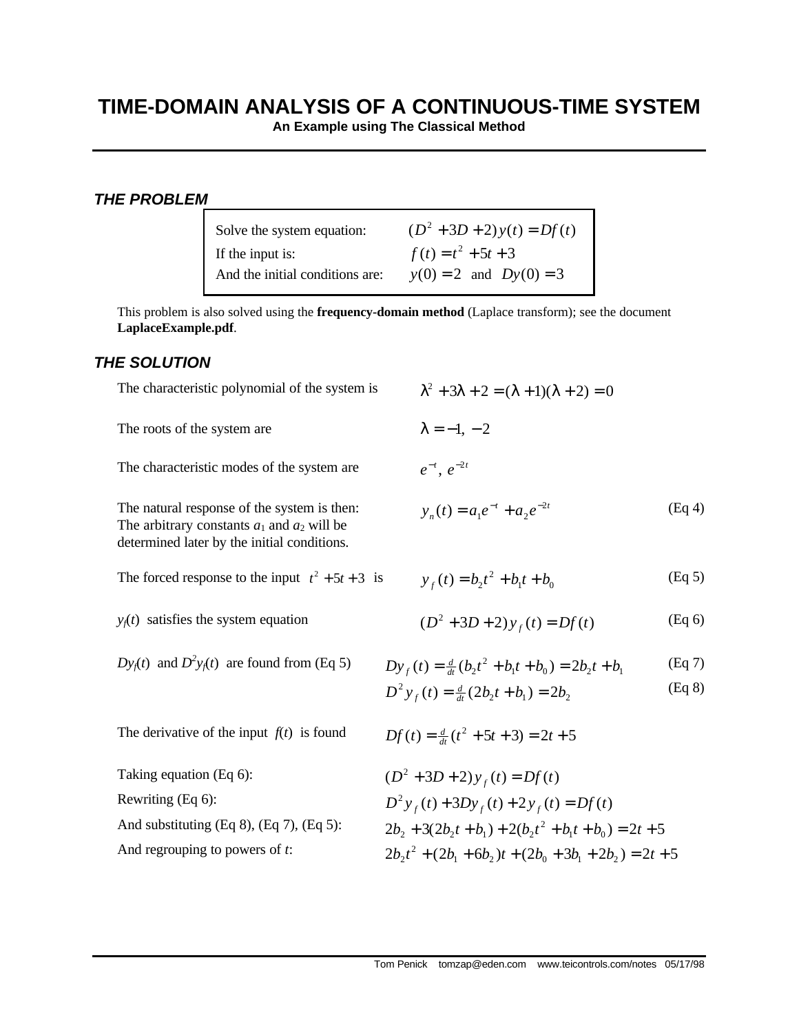# TIME-DOMAIN ANALYSIS OF A CONTINUOUS-TIME SYSTEM

**An Example using The Classical Method**

### *THE PROBLEM*

| | |
|---|---|
| Solve the system equation: | $(D^2 + 3D + 2)y(t) = Df(t)$ |
| If the input is: | $f(t) = t^2 + 5t + 3$ |
| And the initial conditions are: | $y(0) = 2$ and $Dy(0) = 3$ |

This problem is also solved using the **frequency-domain method** (Laplace transform); see the document **LaplaceExample.pdf**.

### *THE SOLUTION*

The characteristic polynomial of the system is

$$\lambda^2 + 3\lambda + 2 = (\lambda + 1)(\lambda + 2) = 0$$

The roots of the system are

$$\lambda = -1,\ -2$$

The characteristic modes of the system are

$$e^{-t},\ e^{-2t}$$

The natural response of the system is then: The arbitrary constants $a_1$ and $a_2$ will be determined later by the initial conditions.

$$y_n(t) = a_1 e^{-t} + a_2 e^{-2t} \qquad \text{(Eq 4)}$$

The forced response to the input $t^2 + 5t + 3$ is

$$y_f(t) = b_2 t^2 + b_1 t + b_0 \qquad \text{(Eq 5)}$$

$y_f(t)$ satisfies the system equation

$$(D^2 + 3D + 2)y_f(t) = Df(t) \qquad \text{(Eq 6)}$$

$Dy_f(t)$ and $D^2 y_f(t)$ are found from (Eq 5)

$$Dy_f(t) = \tfrac{d}{dt}(b_2 t^2 + b_1 t + b_0) = 2b_2 t + b_1 \qquad \text{(Eq 7)}$$

$$D^2 y_f(t) = \tfrac{d}{dt}(2b_2 t + b_1) = 2b_2 \qquad \text{(Eq 8)}$$

The derivative of the input $f(t)$ is found

$$Df(t) = \tfrac{d}{dt}(t^2 + 5t + 3) = 2t + 5$$

Taking equation (Eq 6):

$$(D^2 + 3D + 2)y_f(t) = Df(t)$$

Rewriting (Eq 6):

$$D^2 y_f(t) + 3Dy_f(t) + 2y_f(t) = Df(t)$$

And substituting (Eq 8), (Eq 7), (Eq 5):

$$2b_2 + 3(2b_2 t + b_1) + 2(b_2 t^2 + b_1 t + b_0) = 2t + 5$$

And regrouping to powers of $t$:

$$2b_2 t^2 + (2b_1 + 6b_2)t + (2b_0 + 3b_1 + 2b_2) = 2t + 5$$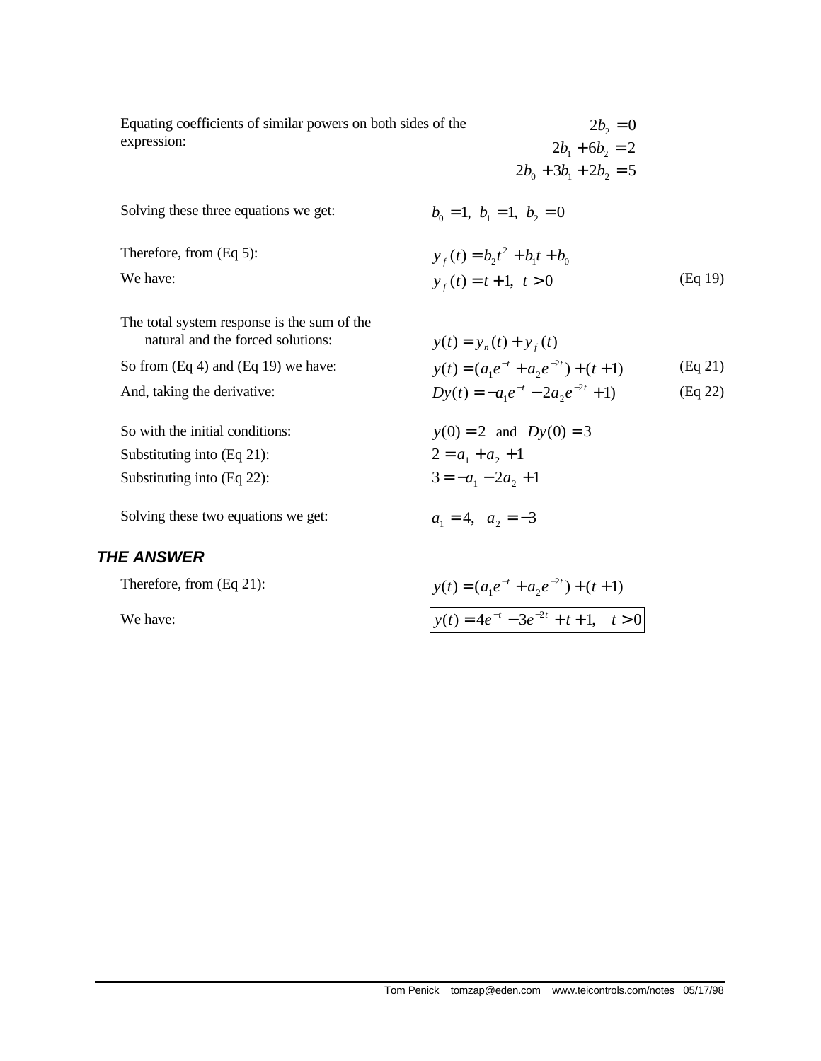Equating coefficients of similar powers on both sides of the expression:

$$2b_2 = 0$$
$$2b_1 + 6b_2 = 2$$
$$2b_0 + 3b_1 + 2b_2 = 5$$

Solving these three equations we get: $b_0 = 1,\ b_1 = 1,\ b_2 = 0$

Therefore, from (Eq 5): $y_f(t) = b_2 t^2 + b_1 t + b_0$

We have:

$$y_f(t) = t + 1,\ \ t > 0 \qquad \text{(Eq 19)}$$

The total system response is the sum of the natural and the forced solutions: $y(t) = y_n(t) + y_f(t)$

So from (Eq 4) and (Eq 19) we have:

$$y(t) = (a_1 e^{-t} + a_2 e^{-2t}) + (t + 1) \qquad \text{(Eq 21)}$$

And, taking the derivative:

$$Dy(t) = -a_1 e^{-t} - 2a_2 e^{-2t} + 1) \qquad \text{(Eq 22)}$$

So with the initial conditions: $y(0) = 2$ and $Dy(0) = 3$

Substituting into (Eq 21): $2 = a_1 + a_2 + 1$

Substituting into (Eq 22): $3 = -a_1 - 2a_2 + 1$

Solving these two equations we get: $a_1 = 4,\ \ a_2 = -3$

### THE ANSWER

Therefore, from (Eq 21): $y(t) = (a_1 e^{-t} + a_2 e^{-2t}) + (t + 1)$

We have:

$$\boxed{y(t) = 4e^{-t} - 3e^{-2t} + t + 1, \quad t > 0}$$